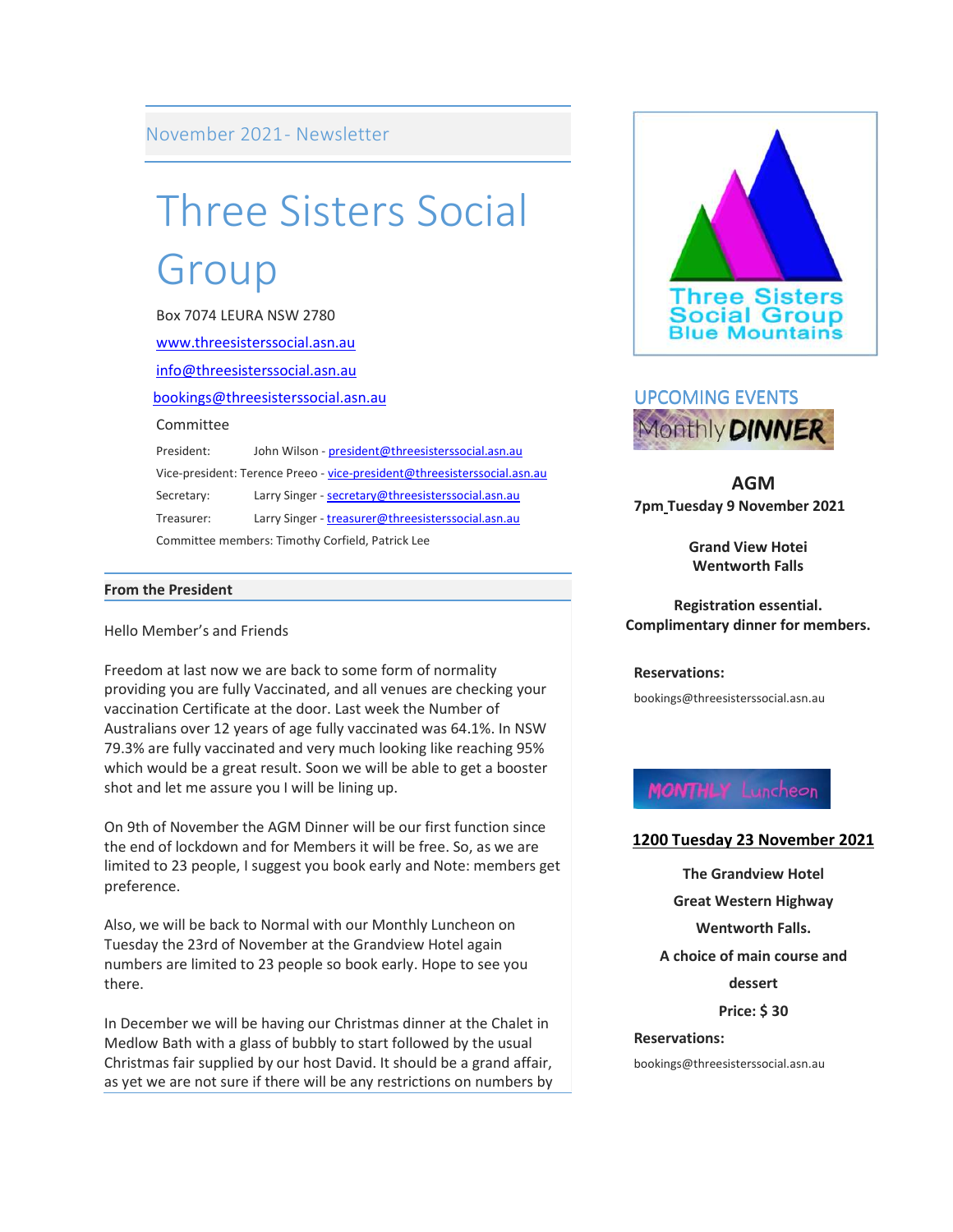November 2021- Newsletter

# Three Sisters Social Group

Box 7074 LEURA NSW 2780

www.threesisterssocial.asn.au

info@threesisterssocial.asn.au

bookings@threesisterssocial.asn.au

Committee

President: John Wilson - president@threesisterssocial.asn.au

Vice-president: Terence Preeo - vice-president@threesisterssocial.asn.au

Secretary: Larry Singer - secretary@threesisterssocial.asn.au

Treasurer: Larry Singer - treasurer@threesisterssocial.asn.au

Committee members: Timothy Corfield, Patrick Lee

## From the President

Hello Member's and Friends

Freedom at last now we are back to some form of normality providing you are fully Vaccinated, and all venues are checking your vaccination Certificate at the door. Last week the Number of Australians over 12 years of age fully vaccinated was 64.1%. In NSW 79.3% are fully vaccinated and very much looking like reaching 95% which would be a great result. Soon we will be able to get a booster shot and let me assure you I will be lining up.

On 9th of November the AGM Dinner will be our first function since the end of lockdown and for Members it will be free. So, as we are limited to 23 people, I suggest you book early and Note: members get preference.

Also, we will be back to Normal with our Monthly Luncheon on Tuesday the 23rd of November at the Grandview Hotel again numbers are limited to 23 people so book early. Hope to see you there.

In December we will be having our Christmas dinner at the Chalet in Medlow Bath with a glass of bubbly to start followed by the usual Christmas fair supplied by our host David. It should be a grand affair, as yet we are not sure if there will be any restrictions on numbers by

Three Sisters Social Group Blue Mountains

## UPCOMING EVENTS

Monthly **DINNER**

**AGM**

**7pm Tuesday 9 November 2021**

**Grand View Hotei**
**Wentworth Falls**

**Registration essential.**
**Complimentary dinner for members.**

**Reservations:**

bookings@threesisterssocial.asn.au

MONTHLY Luncheon

**1200 Tuesday 23 November 2021**

**The Grandview Hotel**

**Great Western Highway**

**Wentworth Falls.**

**A choice of main course and dessert**

**Price: $ 30**

**Reservations:**

bookings@threesisterssocial.asn.au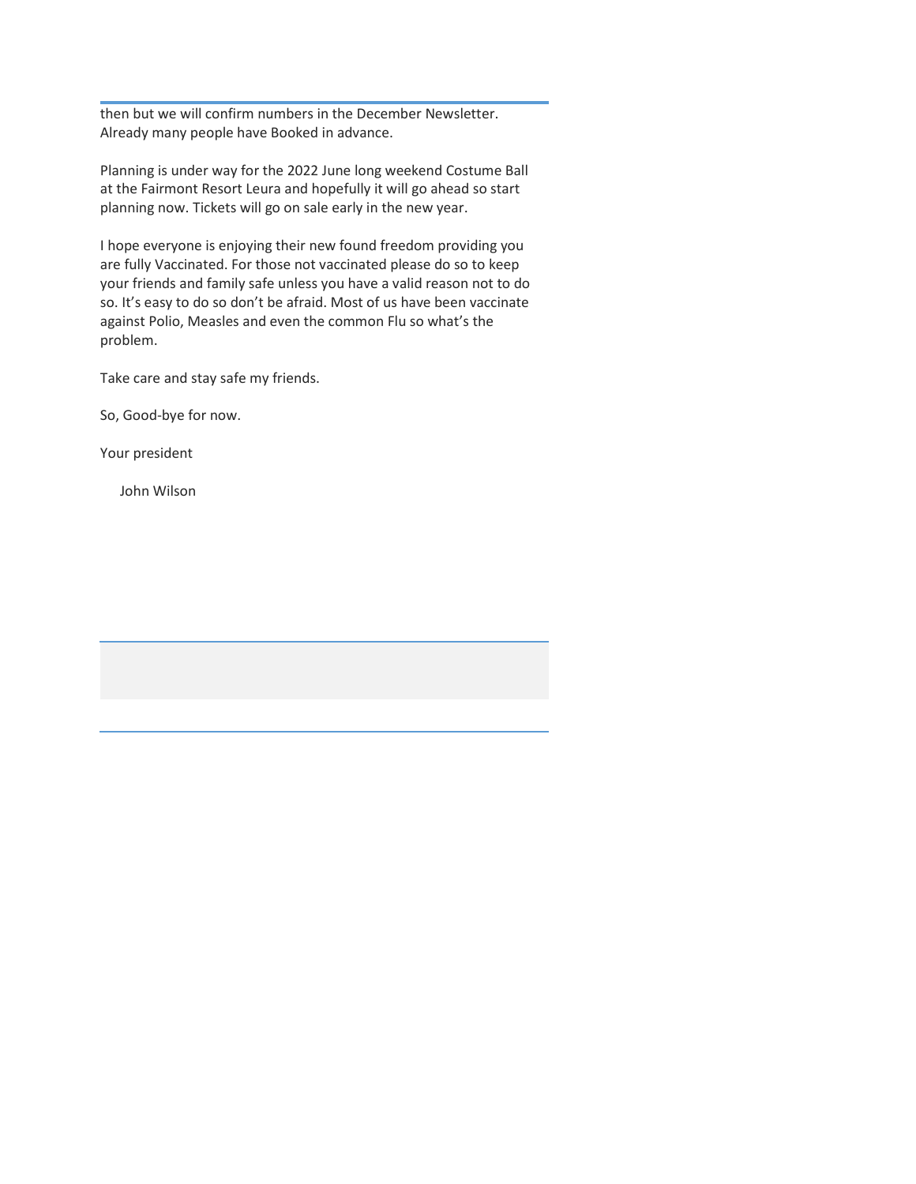then but we will confirm numbers in the December Newsletter. Already many people have Booked in advance.

Planning is under way for the 2022 June long weekend Costume Ball at the Fairmont Resort Leura and hopefully it will go ahead so start planning now. Tickets will go on sale early in the new year.

I hope everyone is enjoying their new found freedom providing you are fully Vaccinated. For those not vaccinated please do so to keep your friends and family safe unless you have a valid reason not to do so. It's easy to do so don't be afraid. Most of us have been vaccinate against Polio, Measles and even the common Flu so what's the problem.

Take care and stay safe my friends.

So, Good-bye for now.

Your president

John Wilson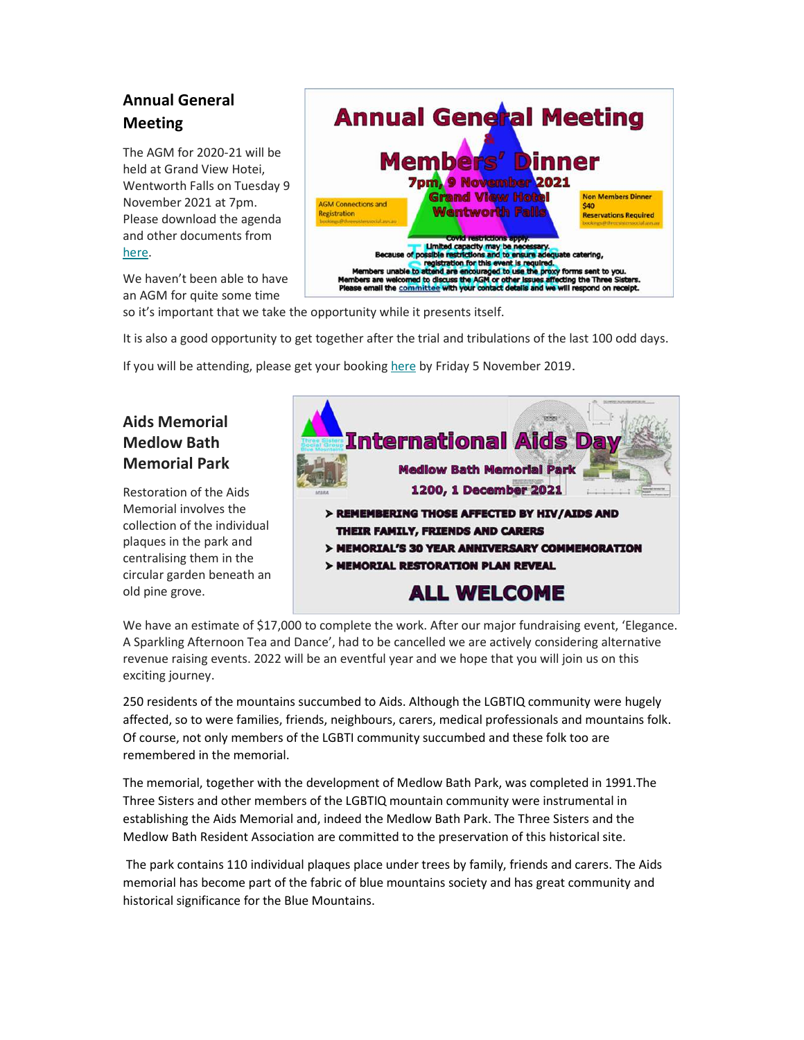## Annual General Meeting

The AGM for 2020-21 will be held at Grand View Hotei, Wentworth Falls on Tuesday 9 November 2021 at 7pm. Please download the agenda and other documents from here.

We haven't been able to have an AGM for quite some time so it's important that we take the opportunity while it presents itself.

It is also a good opportunity to get together after the trial and tribulations of the last 100 odd days.

If you will be attending, please get your booking here by Friday 5 November 2019.

## Aids Memorial Medlow Bath Memorial Park

Restoration of the Aids Memorial involves the collection of the individual plaques in the park and centralising them in the circular garden beneath an old pine grove.

We have an estimate of $17,000 to complete the work. After our major fundraising event, 'Elegance. A Sparkling Afternoon Tea and Dance', had to be cancelled we are actively considering alternative revenue raising events. 2022 will be an eventful year and we hope that you will join us on this exciting journey.

250 residents of the mountains succumbed to Aids. Although the LGBTIQ community were hugely affected, so to were families, friends, neighbours, carers, medical professionals and mountains folk. Of course, not only members of the LGBTI community succumbed and these folk too are remembered in the memorial.

The memorial, together with the development of Medlow Bath Park, was completed in 1991.The Three Sisters and other members of the LGBTIQ mountain community were instrumental in establishing the Aids Memorial and, indeed the Medlow Bath Park. The Three Sisters and the Medlow Bath Resident Association are committed to the preservation of this historical site.

The park contains 110 individual plaques place under trees by family, friends and carers. The Aids memorial has become part of the fabric of blue mountains society and has great community and historical significance for the Blue Mountains.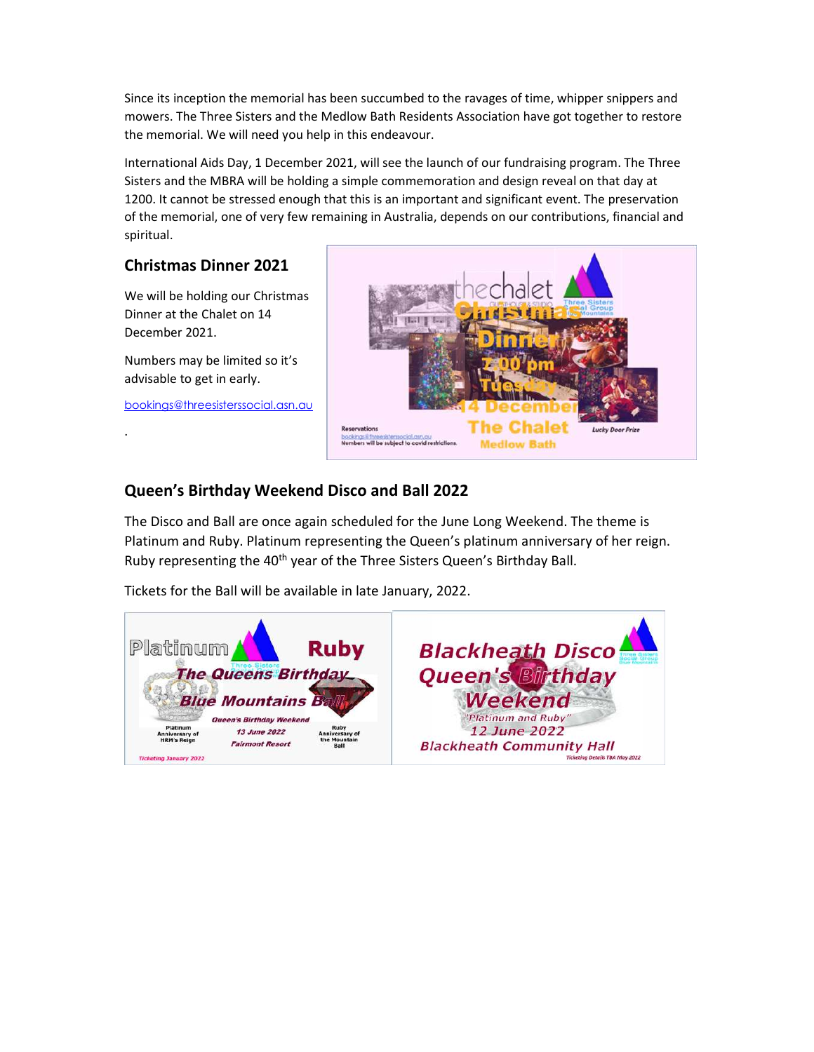Since its inception the memorial has been succumbed to the ravages of time, whipper snippers and mowers. The Three Sisters and the Medlow Bath Residents Association have got together to restore the memorial. We will need you help in this endeavour.

International Aids Day, 1 December 2021, will see the launch of our fundraising program. The Three Sisters and the MBRA will be holding a simple commemoration and design reveal on that day at 1200. It cannot be stressed enough that this is an important and significant event. The preservation of the memorial, one of very few remaining in Australia, depends on our contributions, financial and spiritual.

## Christmas Dinner 2021

We will be holding our Christmas Dinner at the Chalet on 14 December 2021.

Numbers may be limited so it's advisable to get in early.

bookings@threesisterssocial.asn.au

.

## Queen's Birthday Weekend Disco and Ball 2022

The Disco and Ball are once again scheduled for the June Long Weekend. The theme is Platinum and Ruby. Platinum representing the Queen's platinum anniversary of her reign. Ruby representing the 40th year of the Three Sisters Queen's Birthday Ball.

Tickets for the Ball will be available in late January, 2022.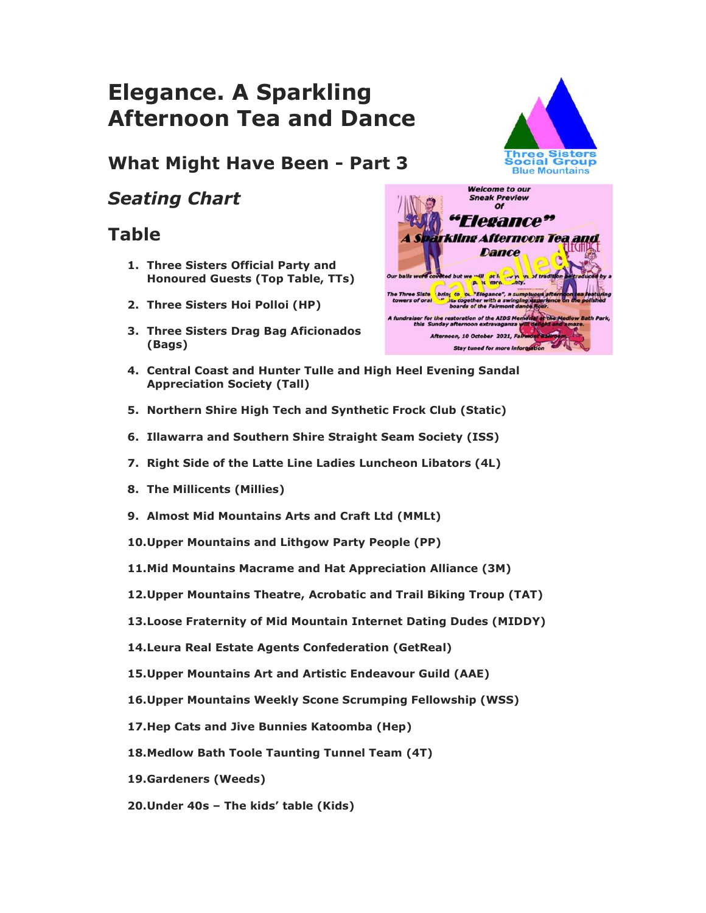# Elegance. A Sparkling Afternoon Tea and Dance

## What Might Have Been - Part 3

## *Seating Chart*

## Table

1. **Three Sisters Official Party and Honoured Guests (Top Table, TTs)**
2. **Three Sisters Hoi Polloi (HP)**
3. **Three Sisters Drag Bag Aficionados (Bags)**
4. **Central Coast and Hunter Tulle and High Heel Evening Sandal Appreciation Society (Tall)**
5. **Northern Shire High Tech and Synthetic Frock Club (Static)**
6. **Illawarra and Southern Shire Straight Seam Society (ISS)**
7. **Right Side of the Latte Line Ladies Luncheon Libators (4L)**
8. **The Millicents (Millies)**
9. **Almost Mid Mountains Arts and Craft Ltd (MMLt)**
10. **Upper Mountains and Lithgow Party People (PP)**
11. **Mid Mountains Macrame and Hat Appreciation Alliance (3M)**
12. **Upper Mountains Theatre, Acrobatic and Trail Biking Troup (TAT)**
13. **Loose Fraternity of Mid Mountain Internet Dating Dudes (MIDDY)**
14. **Leura Real Estate Agents Confederation (GetReal)**
15. **Upper Mountains Art and Artistic Endeavour Guild (AAE)**
16. **Upper Mountains Weekly Scone Scrumping Fellowship (WSS)**
17. **Hep Cats and Jive Bunnies Katoomba (Hep)**
18. **Medlow Bath Toole Taunting Tunnel Team (4T)**
19. **Gardeners (Weeds)**
20. **Under 40s – The kids' table (Kids)**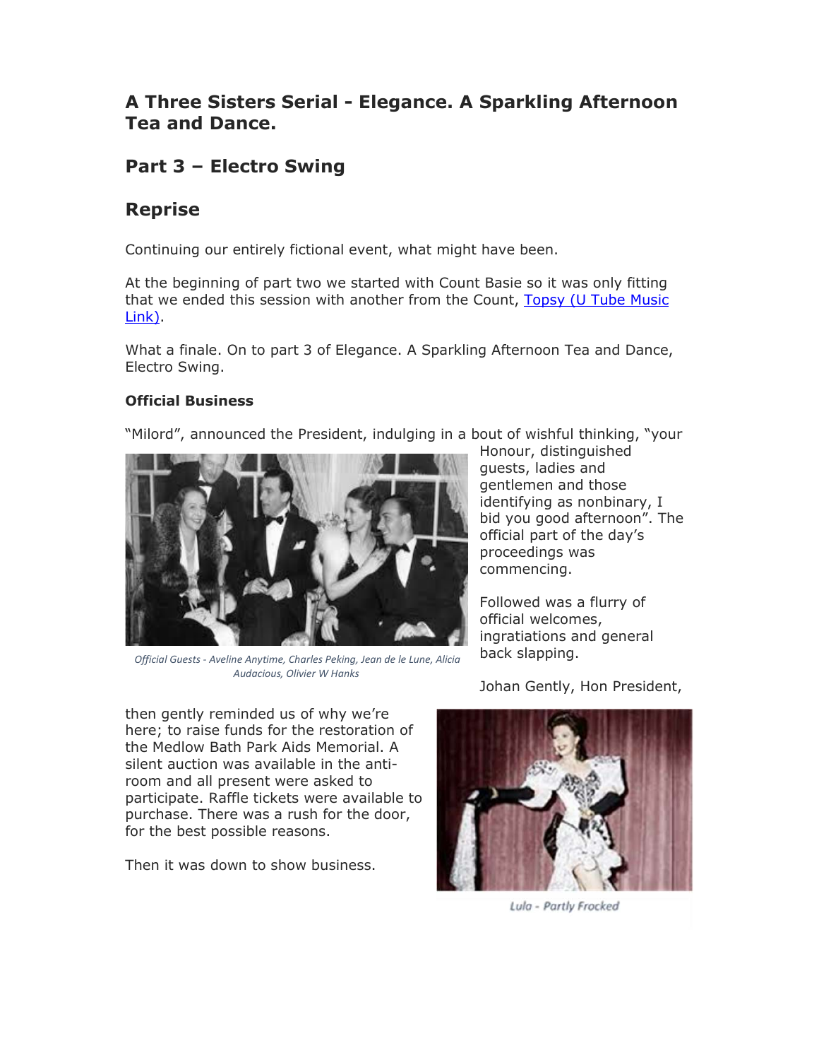## A Three Sisters Serial - Elegance. A Sparkling Afternoon Tea and Dance.

## Part 3 – Electro Swing

## Reprise

Continuing our entirely fictional event, what might have been.

At the beginning of part two we started with Count Basie so it was only fitting that we ended this session with another from the Count, [Topsy (U Tube Music Link)](#).

What a finale. On to part 3 of Elegance. A Sparkling Afternoon Tea and Dance, Electro Swing.

### Official Business

"Milord", announced the President, indulging in a bout of wishful thinking, "your Honour, distinguished guests, ladies and gentlemen and those identifying as nonbinary, I bid you good afternoon". The official part of the day's proceedings was commencing.

*Official Guests - Aveline Anytime, Charles Peking, Jean de le Lune, Alicia Audacious, Olivier W Hanks*

Followed was a flurry of official welcomes, ingratiations and general back slapping.

Johan Gently, Hon President, then gently reminded us of why we're here; to raise funds for the restoration of the Medlow Bath Park Aids Memorial. A silent auction was available in the anti-room and all present were asked to participate. Raffle tickets were available to purchase. There was a rush for the door, for the best possible reasons.

Then it was down to show business.

*Lula - Partly Frocked*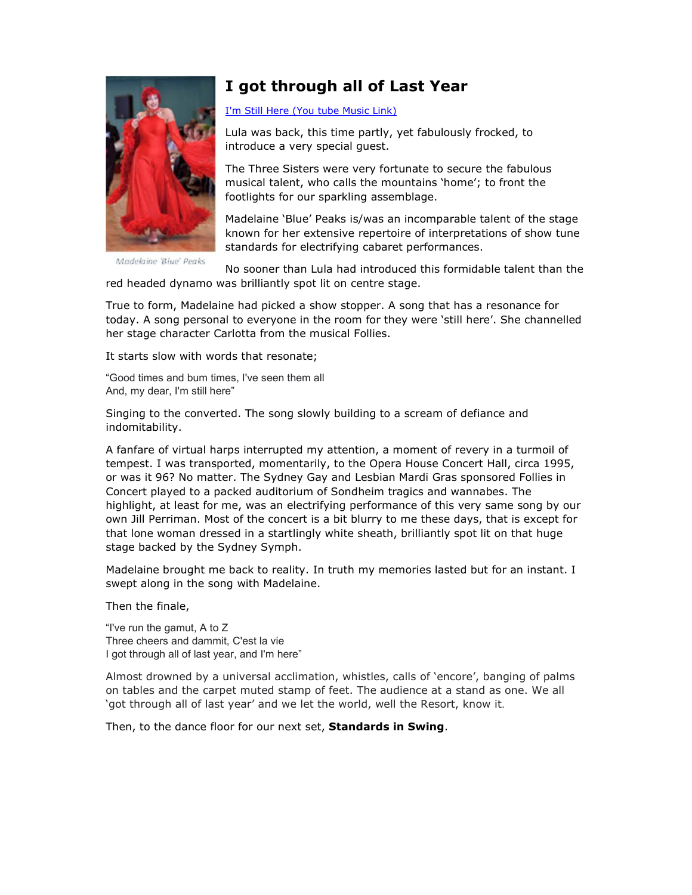## I got through all of Last Year

I'm Still Here (You tube Music Link)

Lula was back, this time partly, yet fabulously frocked, to introduce a very special guest.

The Three Sisters were very fortunate to secure the fabulous musical talent, who calls the mountains 'home'; to front the footlights for our sparkling assemblage.

Madelaine 'Blue' Peaks is/was an incomparable talent of the stage known for her extensive repertoire of interpretations of show tune standards for electrifying cabaret performances.

Madelaine 'Blue' Peaks

No sooner than Lula had introduced this formidable talent than the red headed dynamo was brilliantly spot lit on centre stage.

True to form, Madelaine had picked a show stopper. A song that has a resonance for today. A song personal to everyone in the room for they were 'still here'. She channelled her stage character Carlotta from the musical Follies.

It starts slow with words that resonate;

"Good times and bum times, I've seen them all
And, my dear, I'm still here"

Singing to the converted. The song slowly building to a scream of defiance and indomitability.

A fanfare of virtual harps interrupted my attention, a moment of revery in a turmoil of tempest. I was transported, momentarily, to the Opera House Concert Hall, circa 1995, or was it 96? No matter. The Sydney Gay and Lesbian Mardi Gras sponsored Follies in Concert played to a packed auditorium of Sondheim tragics and wannabes. The highlight, at least for me, was an electrifying performance of this very same song by our own Jill Perriman. Most of the concert is a bit blurry to me these days, that is except for that lone woman dressed in a startlingly white sheath, brilliantly spot lit on that huge stage backed by the Sydney Symph.

Madelaine brought me back to reality. In truth my memories lasted but for an instant. I swept along in the song with Madelaine.

Then the finale,

"I've run the gamut, A to Z
Three cheers and dammit, C'est la vie
I got through all of last year, and I'm here"

Almost drowned by a universal acclimation, whistles, calls of 'encore', banging of palms on tables and the carpet muted stamp of feet. The audience at a stand as one. We all 'got through all of last year' and we let the world, well the Resort, know it.

Then, to the dance floor for our next set, **Standards in Swing**.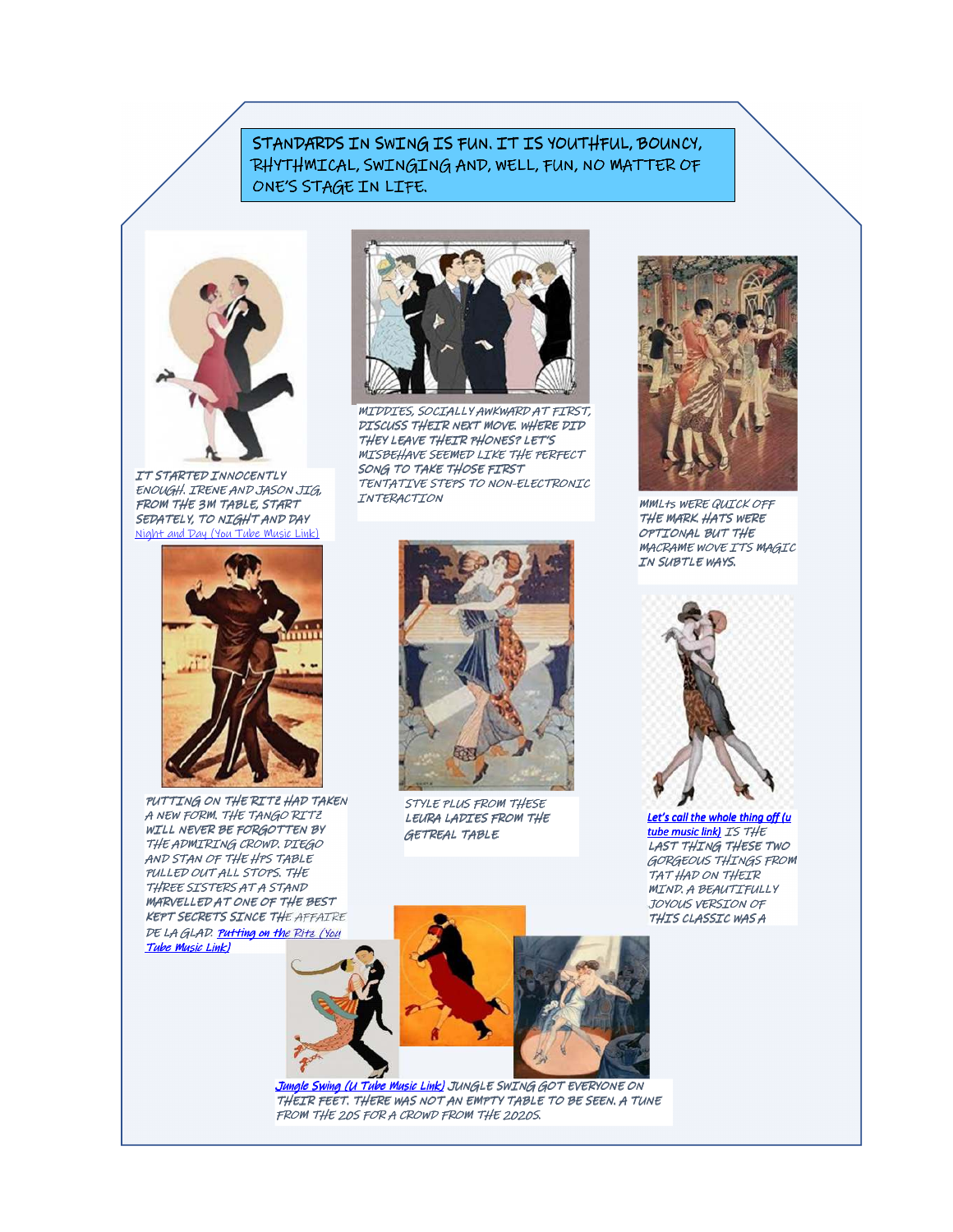STANDARDS IN SWING IS FUN. IT IS YOUTHFUL, BOUNCY, RHYTHMICAL, SWINGING AND, WELL, FUN, NO MATTER OF ONE'S STAGE IN LIFE.

IT STARTED INNOCENTLY ENOUGH. IRENE AND JASON JIG, FROM THE 3M TABLE, START SEDATELY, TO NIGHT AND DAY Night and Day (You Tube Music Link)

MIDDIES, SOCIALLY AWKWARD AT FIRST, DISCUSS THEIR NEXT MOVE. WHERE DID THEY LEAVE THEIR PHONES? LET'S MISBEHAVE SEEMED LIKE THE PERFECT SONG TO TAKE THOSE FIRST TENTATIVE STEPS TO NON-ELECTRONIC INTERACTION

MMLTS WERE QUICK OFF THE MARK. HATS WERE OPTIONAL BUT THE MACRAME WOVE ITS MAGIC IN SUBTLE WAYS.

PUTTING ON THE RITZ HAD TAKEN A NEW FORM. THE TANGO RITZ WILL NEVER BE FORGOTTEN BY THE ADMIRING CROWD. DIEGO AND STAN OF THE HPS TABLE PULLED OUT ALL STOPS. THE THREE SISTERS AT A STAND MARVELLED AT ONE OF THE BEST KEPT SECRETS SINCE THE AFFAIRE DE LA GLAD. Putting on the Ritz (You Tube Music Link)

STYLE PLUS FROM THESE LEURA LADIES FROM THE GETREAL TABLE

Let's call the whole thing off (u tube music link) IS THE LAST THING THESE TWO GORGEOUS THINGS FROM TAT HAD ON THEIR MIND. A BEAUTIFULLY JOYOUS VERSION OF THIS CLASSIC WAS A

Jungle Swing (U Tube Music Link) JUNGLE SWING GOT EVERYONE ON THEIR FEET. THERE WAS NOT AN EMPTY TABLE TO BE SEEN. A TUNE FROM THE 20S FOR A CROWD FROM THE 2020S.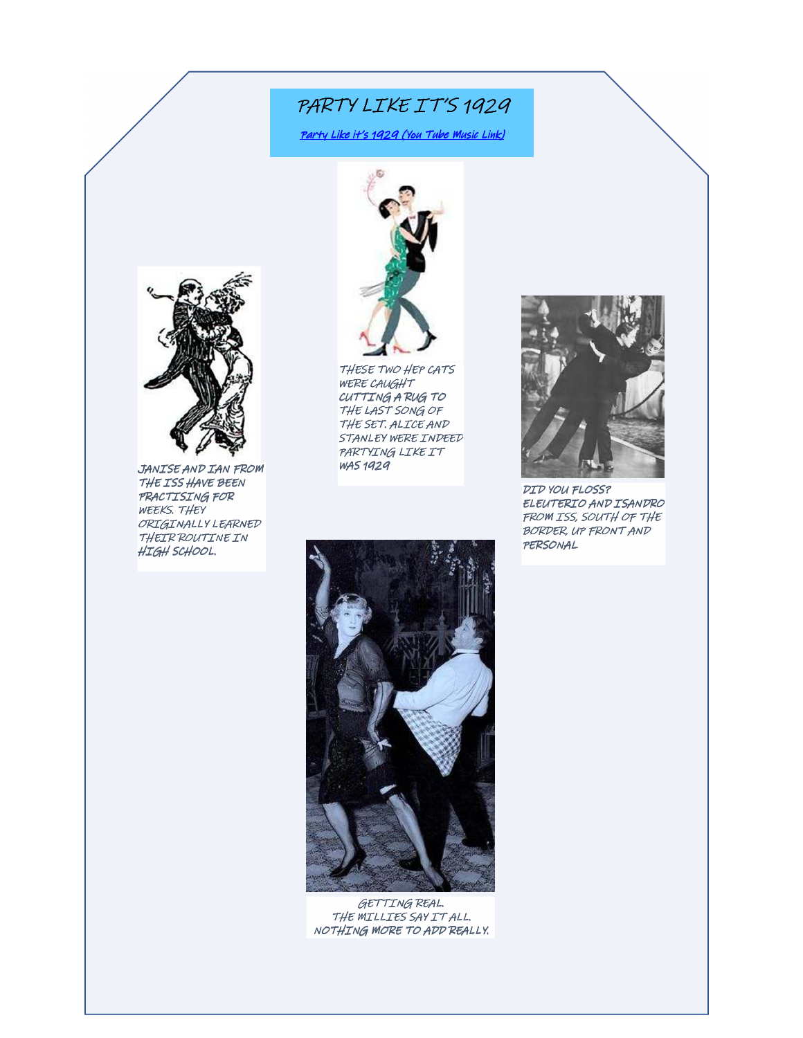# PARTY LIKE IT'S 1929

[Party Like it's 1929 (You Tube Music Link)]

THESE TWO HEP CATS WERE CAUGHT CUTTING A RUG TO THE LAST SONG OF THE SET. ALICE AND STANLEY WERE INDEED PARTYING LIKE IT WAS 1929

JANISE AND IAN FROM THE ISS HAVE BEEN PRACTISING FOR WEEKS. THEY ORIGINALLY LEARNED THEIR ROUTINE IN HIGH SCHOOL.

DID YOU FLOSS? ELEUTERIO AND ISANDRO FROM ISS, SOUTH OF THE BORDER, UP FRONT AND PERSONAL

GETTING REAL.
THE MILLIES SAY IT ALL.
NOTHING MORE TO ADD REALLY.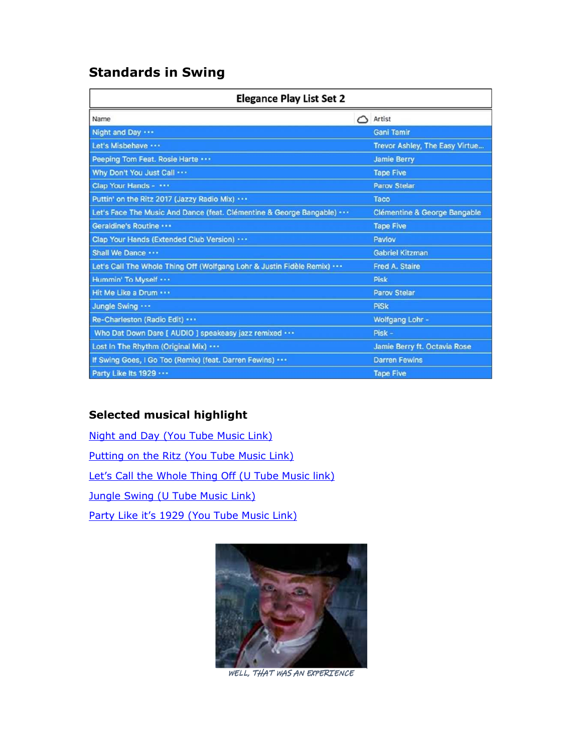## Standards in Swing

| Elegance Play List Set 2 | |
|---|---|
| Name | Artist |
| Night and Day ••• | Gani Tamir |
| Let's Misbehave ••• | Trevor Ashley, The Easy Virtue... |
| Peeping Tom Feat. Rosie Harte ••• | Jamie Berry |
| Why Don't You Just Call ••• | Tape Five |
| Clap Your Hands - ••• | Parov Stelar |
| Puttin' on the Ritz 2017 (Jazzy Radio Mix) ••• | Taco |
| Let's Face The Music And Dance (feat. Clémentine & George Bangable) ••• | Clémentine & George Bangable |
| Geraldine's Routine ••• | Tape Five |
| Clap Your Hands (Extended Club Version) ••• | Pavlov |
| Shall We Dance ••• | Gabriel Kitzman |
| Let's Call The Whole Thing Off (Wolfgang Lohr & Justin Fidèle Remix) ••• | Fred A. Staire |
| Hummin' To Myself ••• | Pisk |
| Hit Me Like a Drum ••• | Parov Stelar |
| Jungle Swing ••• | PiSk |
| Re-Charleston (Radio Edit) ••• | Wolfgang Lohr - |
| Who Dat Down Dare [ AUDIO ] speakeasy jazz remixed ••• | Pisk - |
| Lost In The Rhythm (Original Mix) ••• | Jamie Berry ft. Octavia Rose |
| If Swing Goes, I Go Too (Remix) (feat. Darren Fewins) ••• | Darren Fewins |
| Party Like Its 1929 ••• | Tape Five |

### Selected musical highlight

Night and Day (You Tube Music Link)

Putting on the Ritz (You Tube Music Link)

Let's Call the Whole Thing Off (U Tube Music link)

Jungle Swing (U Tube Music Link)

Party Like it's 1929 (You Tube Music Link)

WELL, THAT WAS AN EXPERIENCE